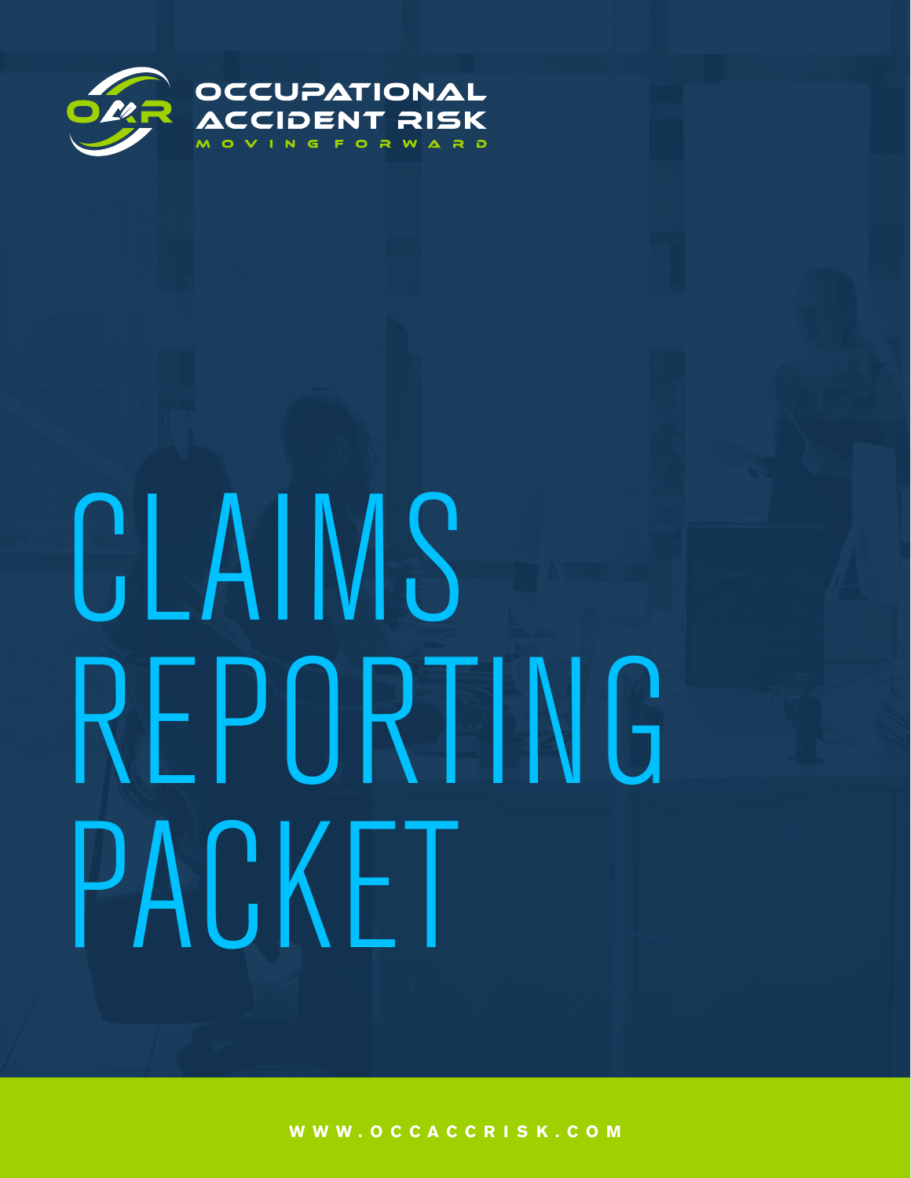OCCUPATIONAL ACCIDENT RISK

MOVING FORWARD

# CLAIMS REPORTING PACKET

WWW.OCCACCRISK.COM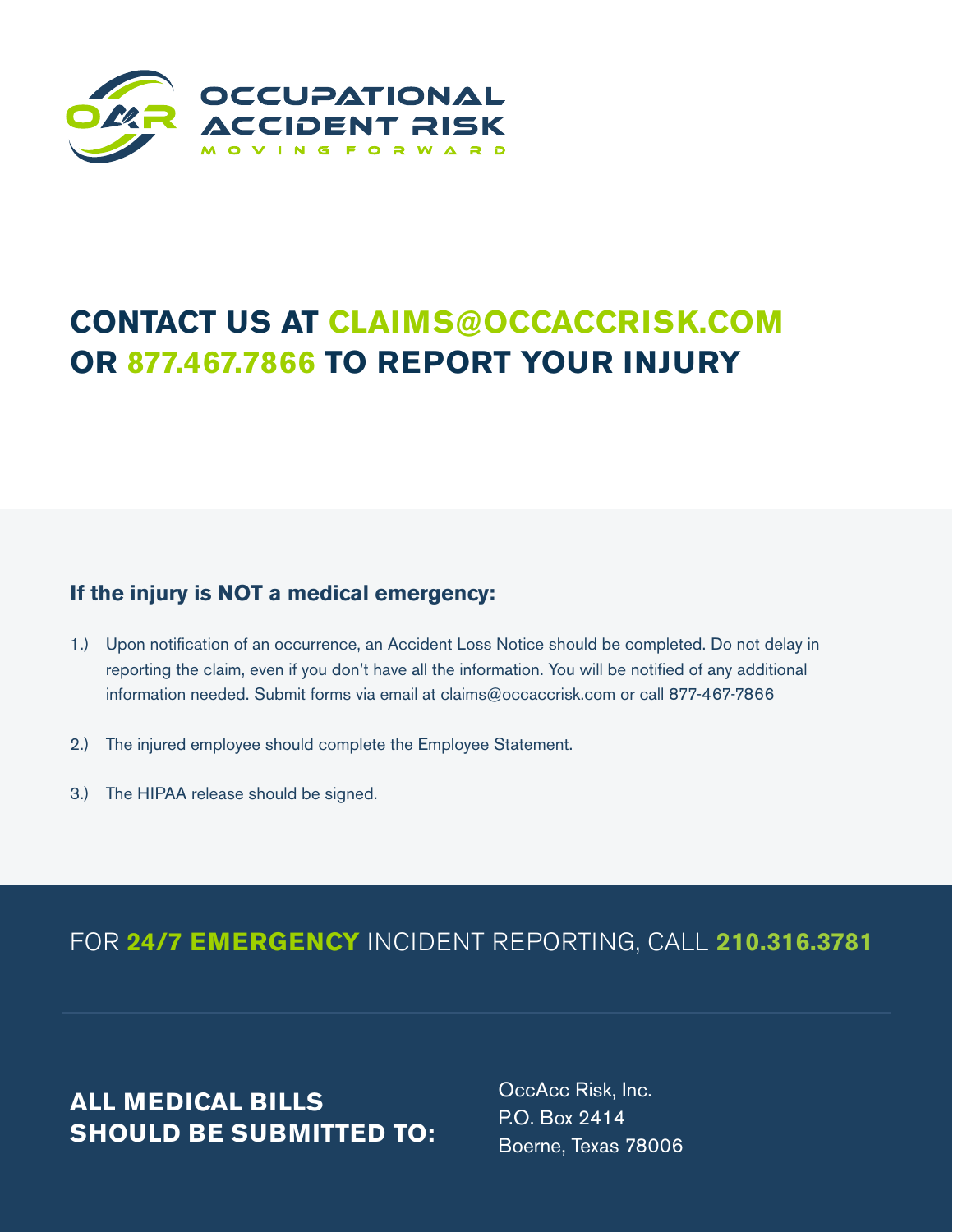**OCCUPATIONAL ACCIDENT RISK**

MOVING FORWARD

# CONTACT US AT CLAIMS@OCCACCRISK.COM OR 877.467.7866 TO REPORT YOUR INJURY

### If the injury is NOT a medical emergency:

1.) Upon notification of an occurrence, an Accident Loss Notice should be completed. Do not delay in reporting the claim, even if you don't have all the information. You will be notified of any additional information needed. Submit forms via email at claims@occaccrisk.com or call 877-467-7866

2.) The injured employee should complete the Employee Statement.

3.) The HIPAA release should be signed.

## FOR 24/7 EMERGENCY INCIDENT REPORTING, CALL 210.316.3781

---

**ALL MEDICAL BILLS SHOULD BE SUBMITTED TO:**

OccAcc Risk, Inc.
P.O. Box 2414
Boerne, Texas 78006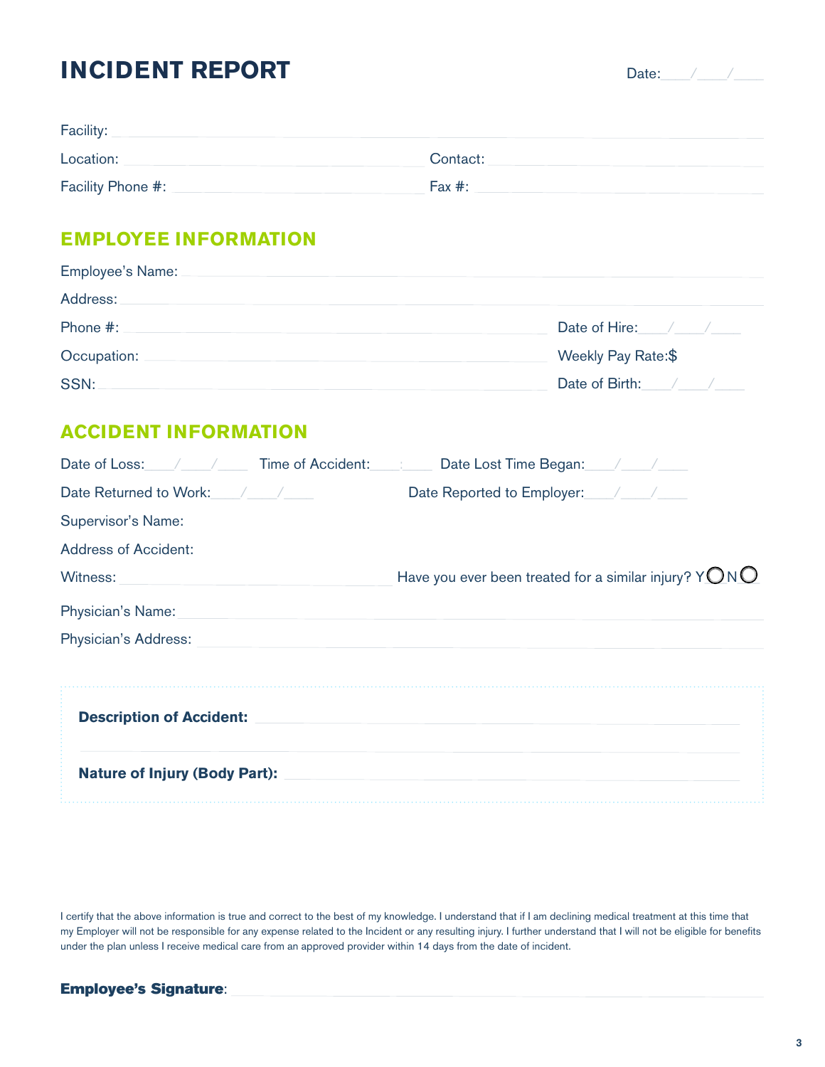# INCIDENT REPORT

Date:____/____/____

Facility: ____________________

Location: ____________________ Contact: ____________________

Facility Phone #: ____________________ Fax #: ____________________

## EMPLOYEE INFORMATION

Employee's Name: ____________________

Address: ____________________

Phone #: ____________________ Date of Hire:____/____/____

Occupation: ____________________ Weekly Pay Rate:$

SSN: ____________________ Date of Birth:____/____/____

## ACCIDENT INFORMATION

Date of Loss:____/____/____ Time of Accident:____:____ Date Lost Time Began:____/____/____

Date Returned to Work:____/____/____ Date Reported to Employer:____/____/____

Supervisor's Name:

Address of Accident:

Witness: ____________________ Have you ever been treated for a similar injury? Y ◯ N ◯

Physician's Name: ____________________

Physician's Address: ____________________

**Description of Accident:** ____________________

____________________

**Nature of Injury (Body Part):** ____________________

I certify that the above information is true and correct to the best of my knowledge. I understand that if I am declining medical treatment at this time that my Employer will not be responsible for any expense related to the Incident or any resulting injury. I further understand that I will not be eligible for benefits under the plan unless I receive medical care from an approved provider within 14 days from the date of incident.

**Employee's Signature**: ____________________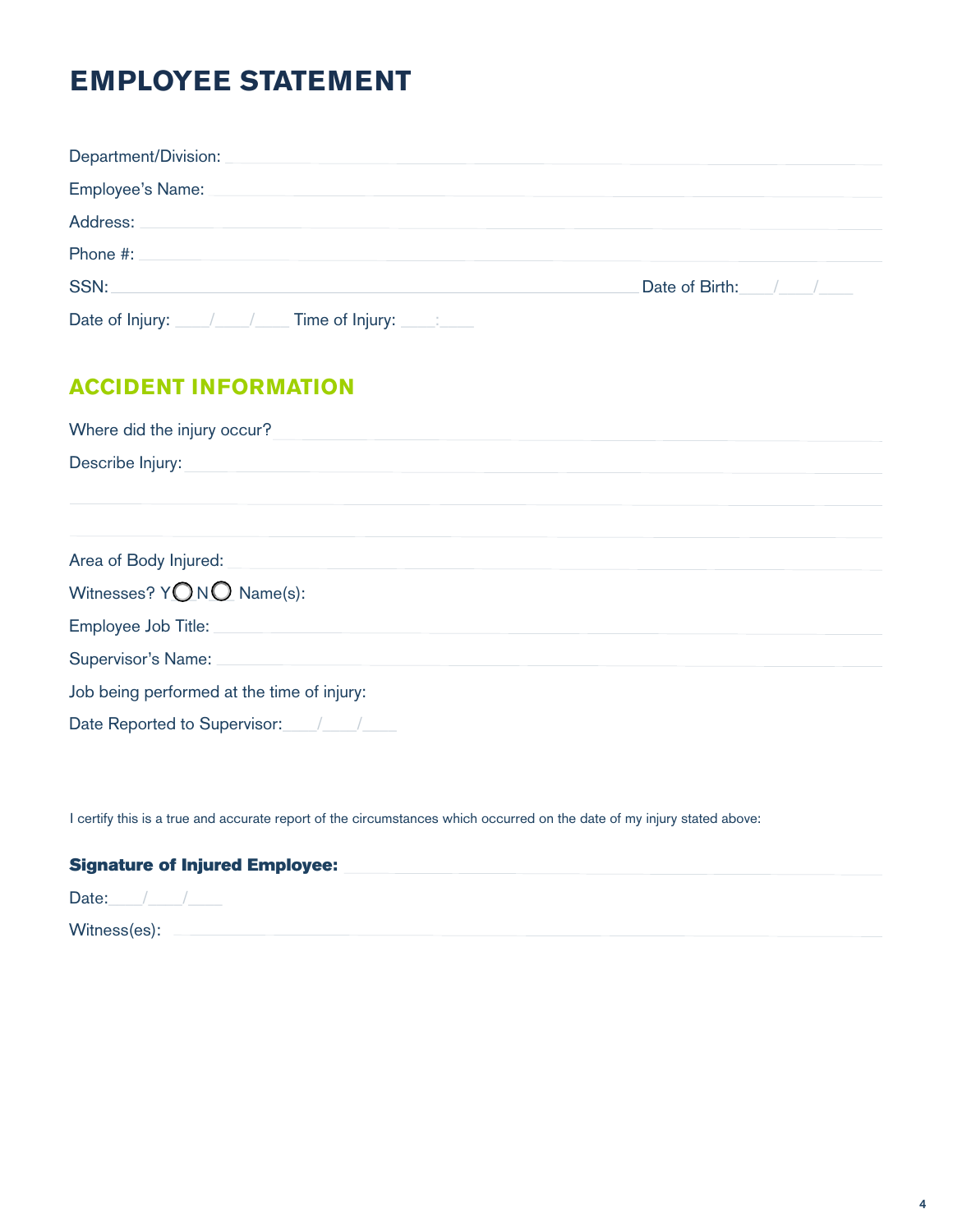# EMPLOYEE STATEMENT

Department/Division: ______________________________

Employee's Name: ______________________________

Address: ______________________________

Phone #: ______________________________

SSN: ______________________________ Date of Birth: ____/____/____

Date of Injury: ____/____/____ Time of Injury: ____:____

## ACCIDENT INFORMATION

Where did the injury occur? ______________________________

Describe Injury: ______________________________

______________________________

______________________________

Area of Body Injured: ______________________________

Witnesses? Y ○ N ○ Name(s):

Employee Job Title: ______________________________

Supervisor's Name: ______________________________

Job being performed at the time of injury:

Date Reported to Supervisor: ____/____/____

I certify this is a true and accurate report of the circumstances which occurred on the date of my injury stated above:

**Signature of Injured Employee:** ______________________________

Date: ____/____/____

Witness(es): ______________________________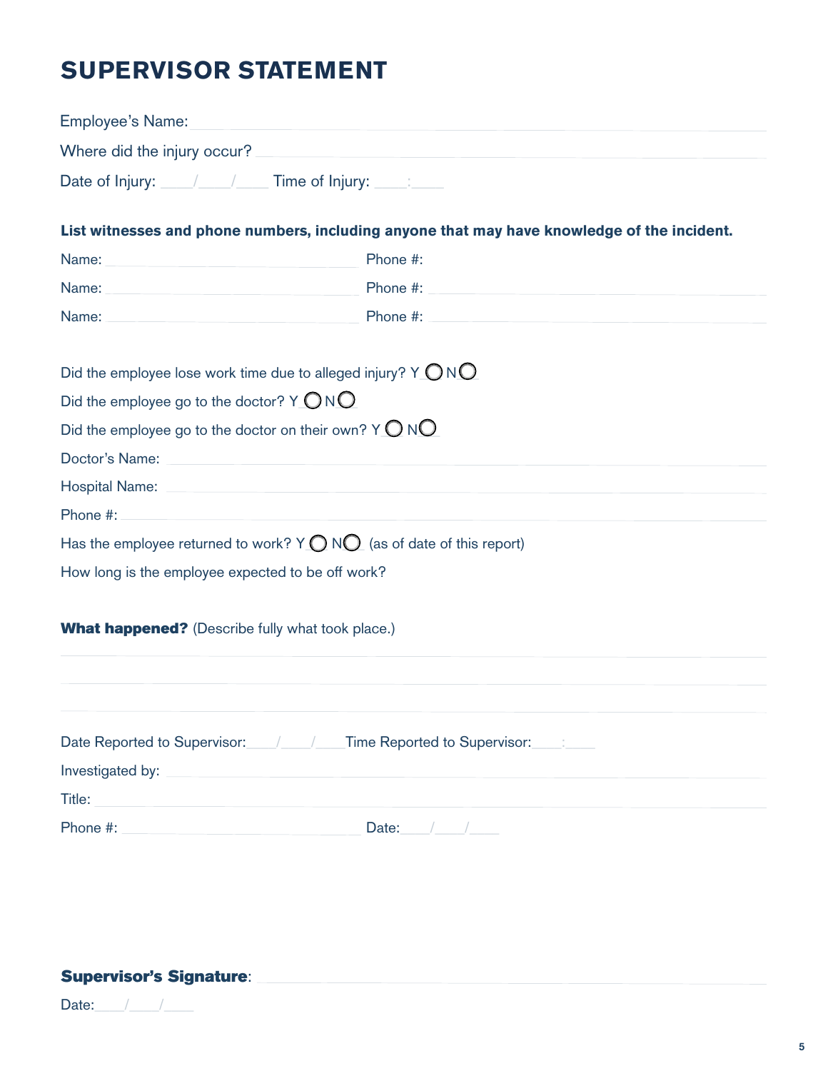# SUPERVISOR STATEMENT

Employee's Name: ______________________________

Where did the injury occur? ______________________________

Date of Injury: ____/____/____ Time of Injury: ____:____

**List witnesses and phone numbers, including anyone that may have knowledge of the incident.**

Name: ______________________________ Phone #: ______________________________

Name: ______________________________ Phone #: ______________________________

Name: ______________________________ Phone #: ______________________________

Did the employee lose work time due to alleged injury? Y ◯ N ◯

Did the employee go to the doctor? Y ◯ N ◯

Did the employee go to the doctor on their own? Y ◯ N ◯

Doctor's Name: ______________________________

Hospital Name: ______________________________

Phone #: ______________________________

Has the employee returned to work? Y ◯ N ◯ (as of date of this report)

How long is the employee expected to be off work?

**What happened?** (Describe fully what took place.)

______________________________

______________________________

______________________________

Date Reported to Supervisor: ____/____/____ Time Reported to Supervisor: ____:____

Investigated by: ______________________________

Title: ______________________________

Phone #: ______________________________ Date: ____/____/____

**Supervisor's Signature**: ______________________________

Date: ____/____/____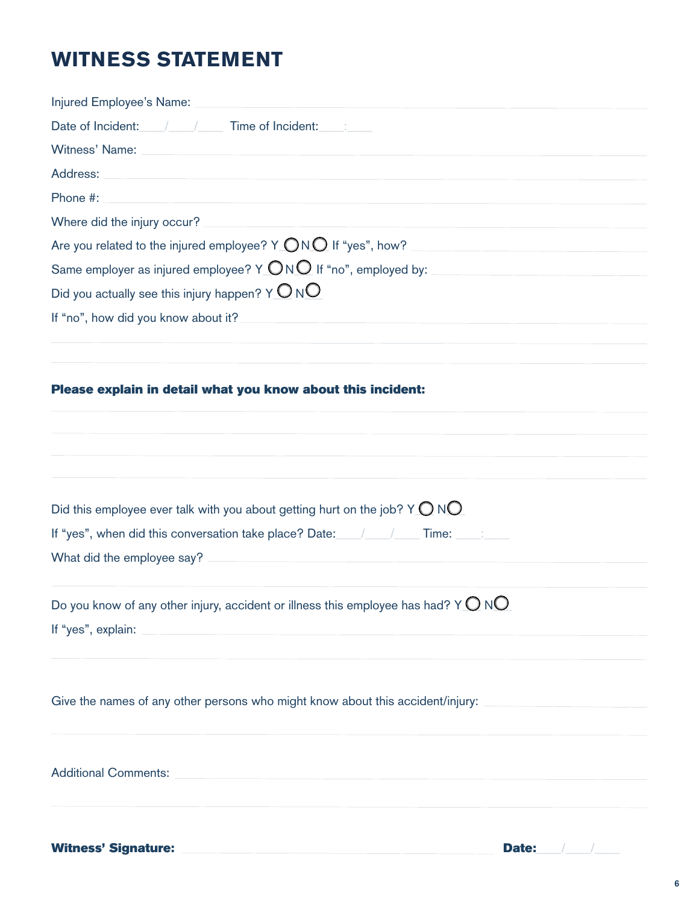# WITNESS STATEMENT

Injured Employee's Name: ______________________________

Date of Incident: ____/____/____ Time of Incident: ____:____

Witness' Name: ______________________________

Address: ______________________________

Phone #: ______________________________

Where did the injury occur? ______________________________

Are you related to the injured employee? Y ◯ N ◯ If "yes", how? ______________________________

Same employer as injured employee? Y ◯ N ◯ If "no", employed by: ______________________________

Did you actually see this injury happen? Y ◯ N ◯

If "no", how did you know about it? ______________________________

______________________________

______________________________

**Please explain in detail what you know about this incident:**

______________________________

______________________________

______________________________

______________________________

Did this employee ever talk with you about getting hurt on the job? Y ◯ N ◯

If "yes", when did this conversation take place? Date: ____/____/____ Time: ____:____

What did the employee say? ______________________________

______________________________

Do you know of any other injury, accident or illness this employee has had? Y ◯ N ◯

If "yes", explain: ______________________________

______________________________

Give the names of any other persons who might know about this accident/injury: ______________________________

______________________________

Additional Comments: ______________________________

______________________________

**Witness' Signature:** ______________________________ **Date:** ____/____/____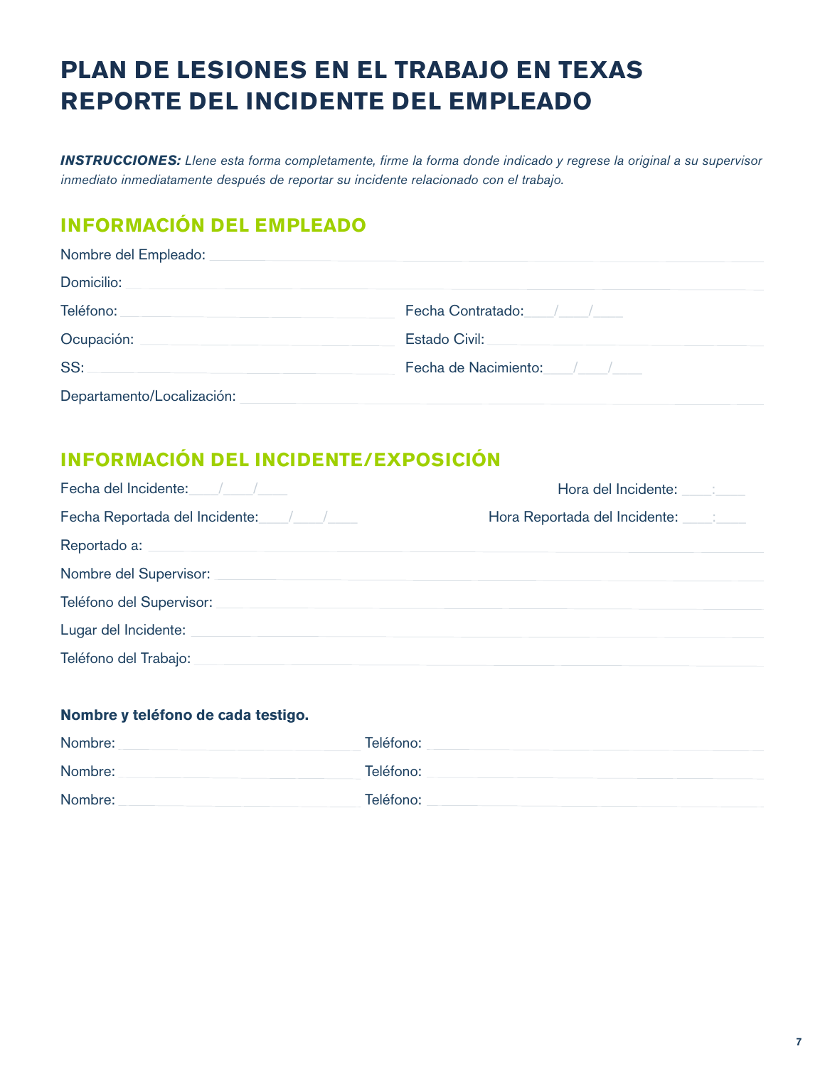# PLAN DE LESIONES EN EL TRABAJO EN TEXAS REPORTE DEL INCIDENTE DEL EMPLEADO

***INSTRUCCIONES:*** *Llene esta forma completamente, firme la forma donde indicado y regrese la original a su supervisor inmediato inmediatamente después de reportar su incidente relacionado con el trabajo.*

## INFORMACIÓN DEL EMPLEADO

Nombre del Empleado: ______________________________

Domicilio: ______________________________

Teléfono: ______________________________ Fecha Contratado: ____/____/____

Ocupación: ______________________________ Estado Civil: ______________________________

SS: ______________________________ Fecha de Nacimiento: ____/____/____

Departamento/Localización: ______________________________

## INFORMACIÓN DEL INCIDENTE/EXPOSICIÓN

Fecha del Incidente: ____/____/____ Hora del Incidente: ____:____

Fecha Reportada del Incidente: ____/____/____ Hora Reportada del Incidente: ____:____

Reportado a: ______________________________

Nombre del Supervisor: ______________________________

Teléfono del Supervisor: ______________________________

Lugar del Incidente: ______________________________

Teléfono del Trabajo: ______________________________

**Nombre y teléfono de cada testigo.**

Nombre: ______________________________ Teléfono: ______________________________

Nombre: ______________________________ Teléfono: ______________________________

Nombre: ______________________________ Teléfono: ______________________________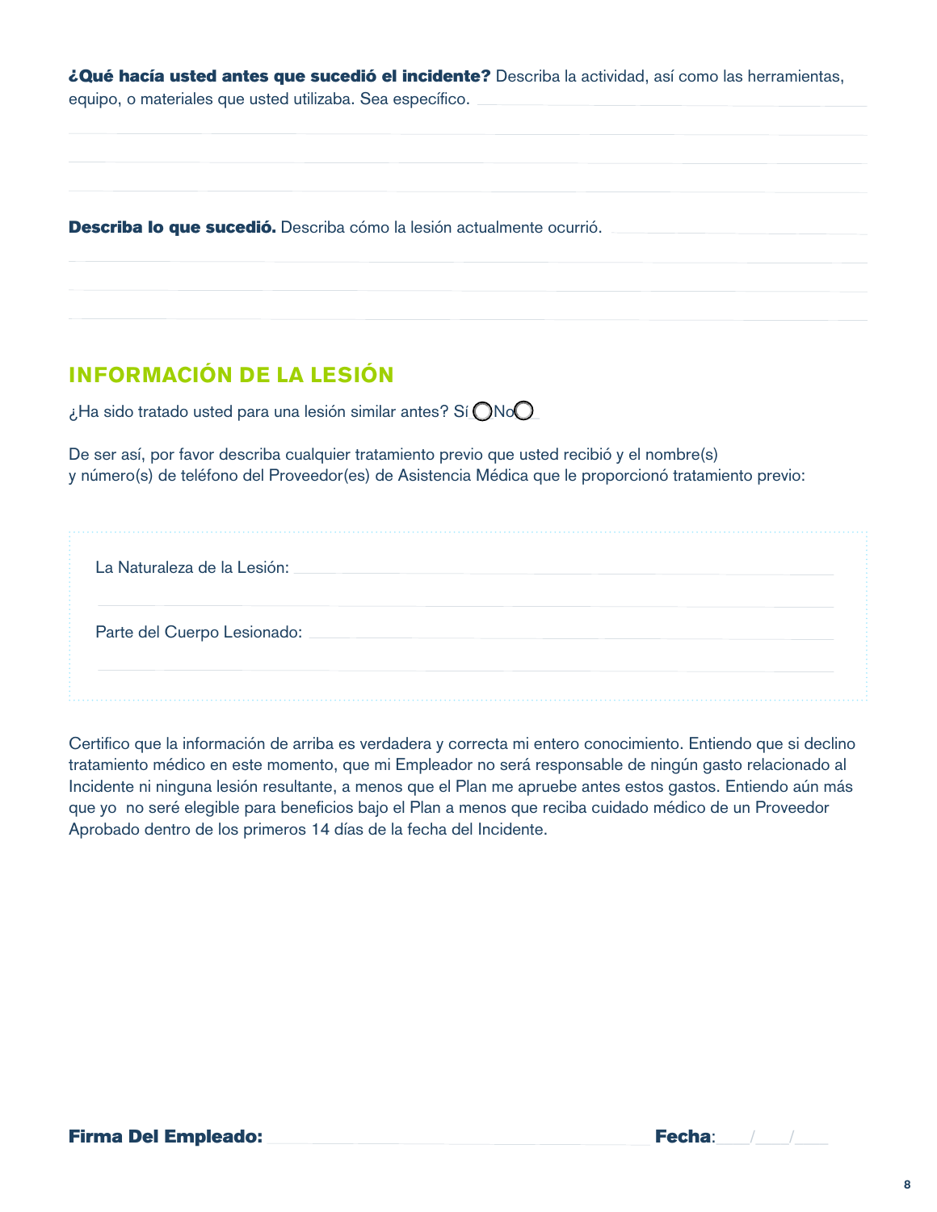**¿Qué hacía usted antes que sucedió el incidente?** Describa la actividad, así como las herramientas, equipo, o materiales que usted utilizaba. Sea específico. ______________________

______________________________________________________________________

______________________________________________________________________

______________________________________________________________________

**Describa lo que sucedió.** Describa cómo la lesión actualmente ocurrió. ______________________

______________________________________________________________________

______________________________________________________________________

______________________________________________________________________

## INFORMACIÓN DE LA LESIÓN

¿Ha sido tratado usted para una lesión similar antes? Sí ◯ No ◯

De ser así, por favor describa cualquier tratamiento previo que usted recibió y el nombre(s) y número(s) de teléfono del Proveedor(es) de Asistencia Médica que le proporcionó tratamiento previo:

La Naturaleza de la Lesión: ______________________________________________

______________________________________________________________________

Parte del Cuerpo Lesionado: ______________________________________________

______________________________________________________________________

Certifico que la información de arriba es verdadera y correcta mi entero conocimiento. Entiendo que si declino tratamiento médico en este momento, que mi Empleador no será responsable de ningún gasto relacionado al Incidente ni ninguna lesión resultante, a menos que el Plan me apruebe antes estos gastos. Entiendo aún más que yo no seré elegible para beneficios bajo el Plan a menos que reciba cuidado médico de un Proveedor Aprobado dentro de los primeros 14 días de la fecha del Incidente.

**Firma Del Empleado:** ______________________________ **Fecha**: ___/___/___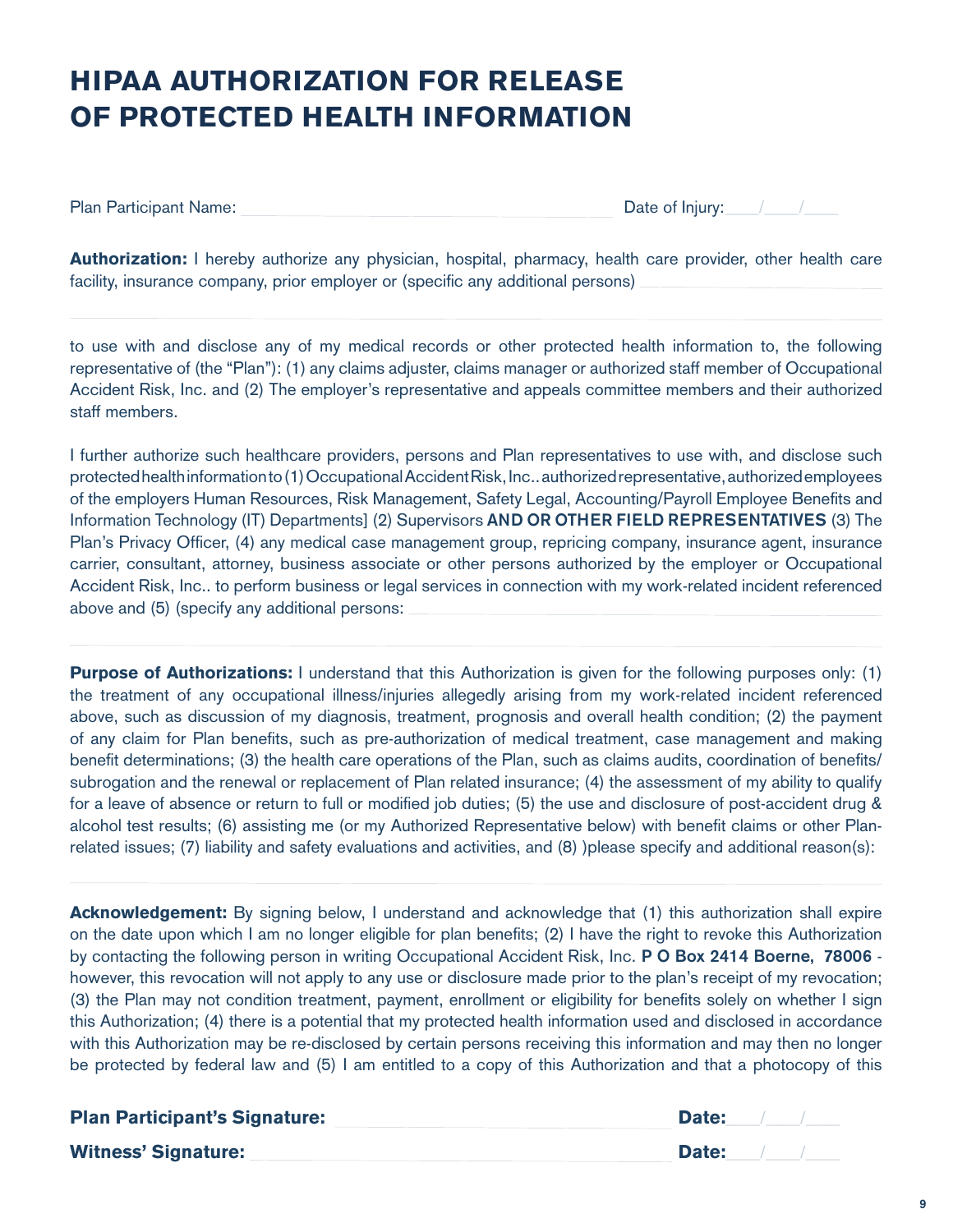# HIPAA AUTHORIZATION FOR RELEASE OF PROTECTED HEALTH INFORMATION

Plan Participant Name: ______________________________ Date of Injury: ____/____/____

**Authorization:** I hereby authorize any physician, hospital, pharmacy, health care provider, other health care facility, insurance company, prior employer or (specific any additional persons) ______________________________

______________________________________________________________________________

to use with and disclose any of my medical records or other protected health information to, the following representative of (the "Plan"): (1) any claims adjuster, claims manager or authorized staff member of Occupational Accident Risk, Inc. and (2) The employer's representative and appeals committee members and their authorized staff members.

I further authorize such healthcare providers, persons and Plan representatives to use with, and disclose such protected health information to (1) Occupational Accident Risk, Inc.. authorized representative, authorized employees of the employers Human Resources, Risk Management, Safety Legal, Accounting/Payroll Employee Benefits and Information Technology (IT) Departments] (2) Supervisors **AND OR OTHER FIELD REPRESENTATIVES** (3) The Plan's Privacy Officer, (4) any medical case management group, repricing company, insurance agent, insurance carrier, consultant, attorney, business associate or other persons authorized by the employer or Occupational Accident Risk, Inc.. to perform business or legal services in connection with my work-related incident referenced above and (5) (specify any additional persons: ______________________________

______________________________________________________________________________

**Purpose of Authorizations:** I understand that this Authorization is given for the following purposes only: (1) the treatment of any occupational illness/injuries allegedly arising from my work-related incident referenced above, such as discussion of my diagnosis, treatment, prognosis and overall health condition; (2) the payment of any claim for Plan benefits, such as pre-authorization of medical treatment, case management and making benefit determinations; (3) the health care operations of the Plan, such as claims audits, coordination of benefits/ subrogation and the renewal or replacement of Plan related insurance; (4) the assessment of my ability to qualify for a leave of absence or return to full or modified job duties; (5) the use and disclosure of post-accident drug & alcohol test results; (6) assisting me (or my Authorized Representative below) with benefit claims or other Plan-related issues; (7) liability and safety evaluations and activities, and (8) )please specify and additional reason(s):

______________________________________________________________________________

**Acknowledgement:** By signing below, I understand and acknowledge that (1) this authorization shall expire on the date upon which I am no longer eligible for plan benefits; (2) I have the right to revoke this Authorization by contacting the following person in writing Occupational Accident Risk, Inc. **P O Box 2414 Boerne, 78006** - however, this revocation will not apply to any use or disclosure made prior to the plan's receipt of my revocation; (3) the Plan may not condition treatment, payment, enrollment or eligibility for benefits solely on whether I sign this Authorization; (4) there is a potential that my protected health information used and disclosed in accordance with this Authorization may be re-disclosed by certain persons receiving this information and may then no longer be protected by federal law and (5) I am entitled to a copy of this Authorization and that a photocopy of this

**Plan Participant's Signature:** ______________________________ **Date:** ____/____/____

**Witness' Signature:** ______________________________ **Date:** ____/____/____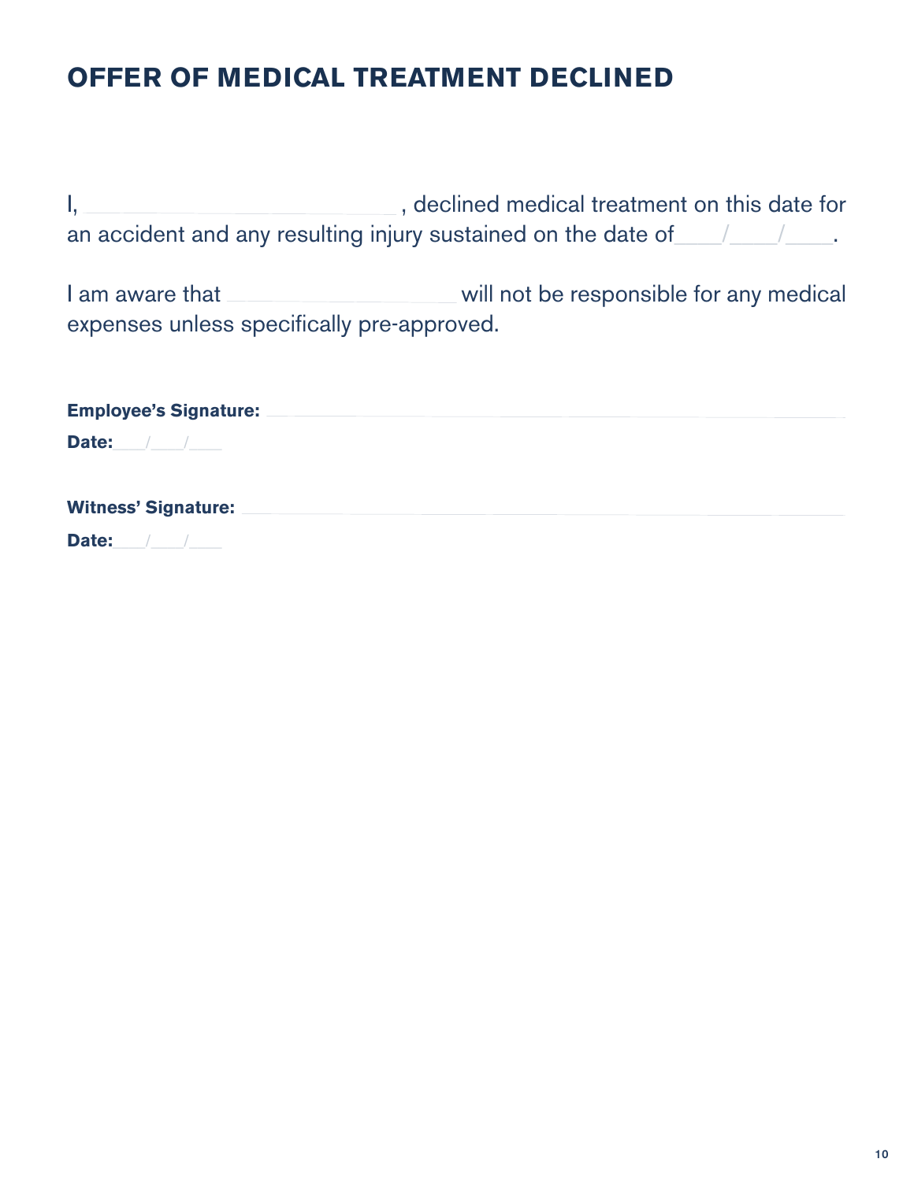# OFFER OF MEDICAL TREATMENT DECLINED

I, ______________________, declined medical treatment on this date for an accident and any resulting injury sustained on the date of____/____/____.

I am aware that ________________ will not be responsible for any medical expenses unless specifically pre-approved.

**Employee's Signature:** ________________________________________

**Date:**___/___/___

**Witness' Signature:** ________________________________________

**Date:**___/___/___